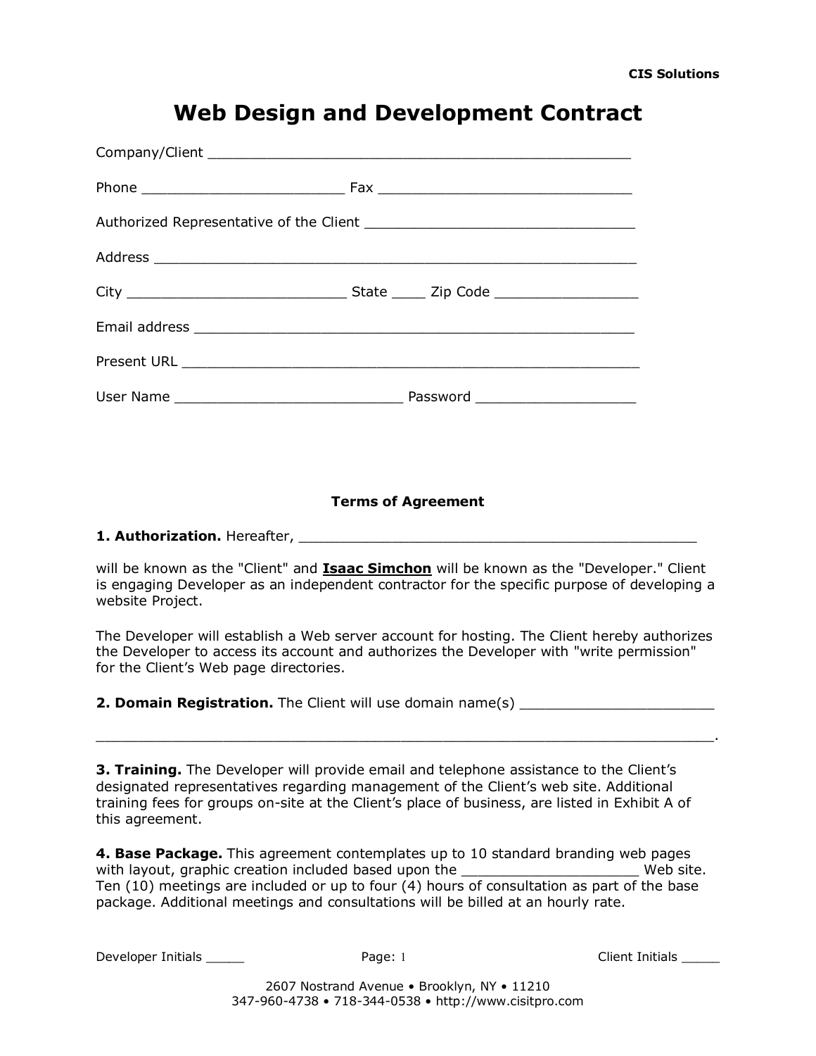CIS Solutions

# Web Design and Development Contract

Company/Client ___________________________________________________

Phone ________________________ Fax ______________________________

Authorized Representative of the Client ________________________________

Address _________________________________________________________

City __________________________ State ____ Zip Code _________________

Email address ____________________________________________________

Present URL ______________________________________________________

User Name ___________________________ Password ___________________

### Terms of Agreement

**1. Authorization.** Hereafter, ________________________________________________

will be known as the "Client" and **Isaac Simchon** will be known as the "Developer." Client is engaging Developer as an independent contractor for the specific purpose of developing a website Project.

The Developer will establish a Web server account for hosting. The Client hereby authorizes the Developer to access its account and authorizes the Developer with "write permission" for the Client's Web page directories.

**2. Domain Registration.** The Client will use domain name(s) _______________________

__________________________________________________________________________.

**3. Training.** The Developer will provide email and telephone assistance to the Client's designated representatives regarding management of the Client's web site. Additional training fees for groups on-site at the Client's place of business, are listed in Exhibit A of this agreement.

**4. Base Package.** This agreement contemplates up to 10 standard branding web pages with layout, graphic creation included based upon the _____________________ Web site. Ten (10) meetings are included or up to four (4) hours of consultation as part of the base package. Additional meetings and consultations will be billed at an hourly rate.

Developer Initials _____ Client Initials _____

2607 Nostrand Avenue • Brooklyn, NY • 11210
347-960-4738 • 718-344-0538 • http://www.cisitpro.com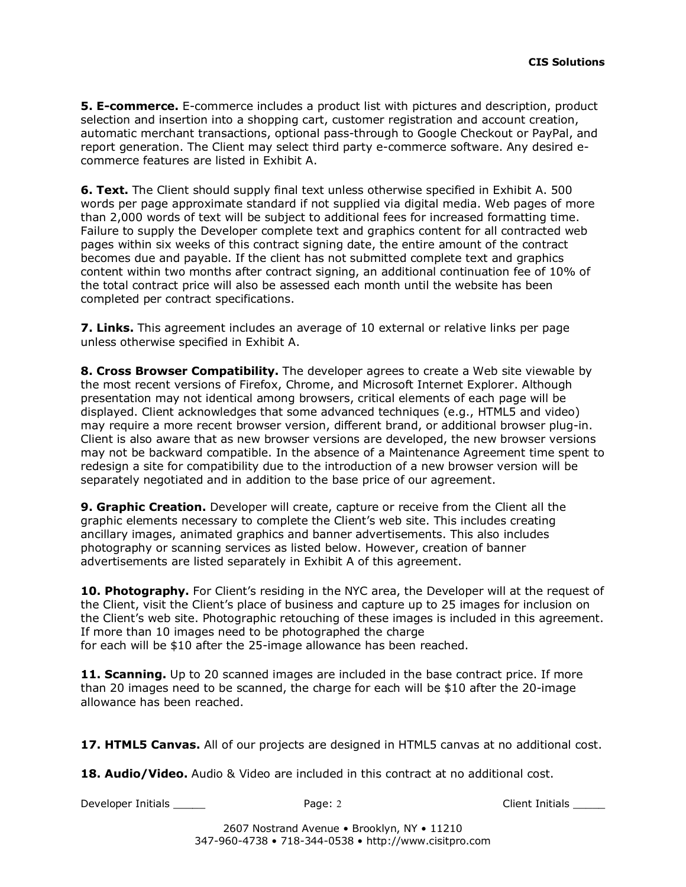**5. E-commerce.** E-commerce includes a product list with pictures and description, product selection and insertion into a shopping cart, customer registration and account creation, automatic merchant transactions, optional pass-through to Google Checkout or PayPal, and report generation. The Client may select third party e-commerce software. Any desired e-commerce features are listed in Exhibit A.

**6. Text.** The Client should supply final text unless otherwise specified in Exhibit A. 500 words per page approximate standard if not supplied via digital media. Web pages of more than 2,000 words of text will be subject to additional fees for increased formatting time. Failure to supply the Developer complete text and graphics content for all contracted web pages within six weeks of this contract signing date, the entire amount of the contract becomes due and payable. If the client has not submitted complete text and graphics content within two months after contract signing, an additional continuation fee of 10% of the total contract price will also be assessed each month until the website has been completed per contract specifications.

**7. Links.** This agreement includes an average of 10 external or relative links per page unless otherwise specified in Exhibit A.

**8. Cross Browser Compatibility.** The developer agrees to create a Web site viewable by the most recent versions of Firefox, Chrome, and Microsoft Internet Explorer. Although presentation may not identical among browsers, critical elements of each page will be displayed. Client acknowledges that some advanced techniques (e.g., HTML5 and video) may require a more recent browser version, different brand, or additional browser plug-in. Client is also aware that as new browser versions are developed, the new browser versions may not be backward compatible. In the absence of a Maintenance Agreement time spent to redesign a site for compatibility due to the introduction of a new browser version will be separately negotiated and in addition to the base price of our agreement.

**9. Graphic Creation.** Developer will create, capture or receive from the Client all the graphic elements necessary to complete the Client's web site. This includes creating ancillary images, animated graphics and banner advertisements. This also includes photography or scanning services as listed below. However, creation of banner advertisements are listed separately in Exhibit A of this agreement.

**10. Photography.** For Client's residing in the NYC area, the Developer will at the request of the Client, visit the Client's place of business and capture up to 25 images for inclusion on the Client's web site. Photographic retouching of these images is included in this agreement. If more than 10 images need to be photographed the charge for each will be $10 after the 25-image allowance has been reached.

**11. Scanning.** Up to 20 scanned images are included in the base contract price. If more than 20 images need to be scanned, the charge for each will be $10 after the 20-image allowance has been reached.

**17. HTML5 Canvas.** All of our projects are designed in HTML5 canvas at no additional cost.

**18. Audio/Video.** Audio & Video are included in this contract at no additional cost.

Developer Initials _____ Client Initials _____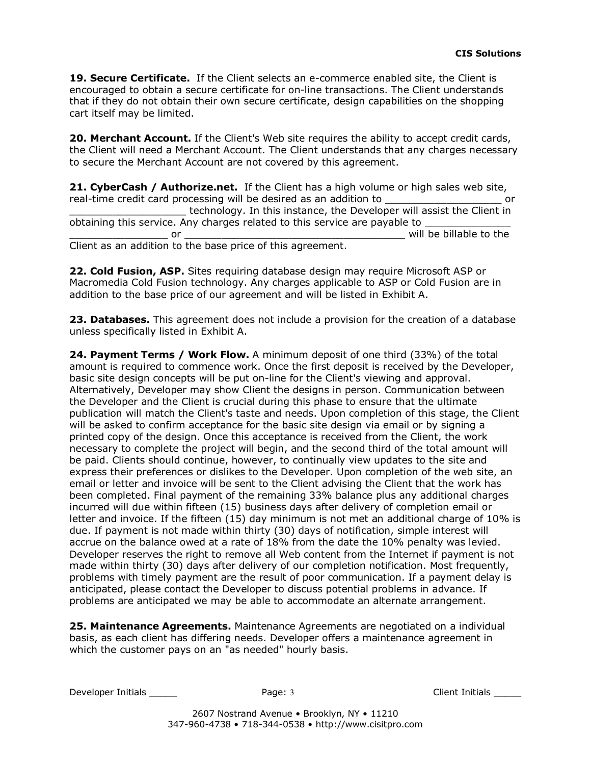**19. Secure Certificate.** If the Client selects an e-commerce enabled site, the Client is encouraged to obtain a secure certificate for on-line transactions. The Client understands that if they do not obtain their own secure certificate, design capabilities on the shopping cart itself may be limited.

**20. Merchant Account.** If the Client's Web site requires the ability to accept credit cards, the Client will need a Merchant Account. The Client understands that any charges necessary to secure the Merchant Account are not covered by this agreement.

**21. CyberCash / Authorize.net.** If the Client has a high volume or high sales web site, real-time credit card processing will be desired as an addition to ___________________ or ___________________ technology. In this instance, the Developer will assist the Client in obtaining this service. Any charges related to this service are payable to ______________ ________________ or _____________________________________ will be billable to the Client as an addition to the base price of this agreement.

**22. Cold Fusion, ASP.** Sites requiring database design may require Microsoft ASP or Macromedia Cold Fusion technology. Any charges applicable to ASP or Cold Fusion are in addition to the base price of our agreement and will be listed in Exhibit A.

**23. Databases.** This agreement does not include a provision for the creation of a database unless specifically listed in Exhibit A.

**24. Payment Terms / Work Flow.** A minimum deposit of one third (33%) of the total amount is required to commence work. Once the first deposit is received by the Developer, basic site design concepts will be put on-line for the Client's viewing and approval. Alternatively, Developer may show Client the designs in person. Communication between the Developer and the Client is crucial during this phase to ensure that the ultimate publication will match the Client's taste and needs. Upon completion of this stage, the Client will be asked to confirm acceptance for the basic site design via email or by signing a printed copy of the design. Once this acceptance is received from the Client, the work necessary to complete the project will begin, and the second third of the total amount will be paid. Clients should continue, however, to continually view updates to the site and express their preferences or dislikes to the Developer. Upon completion of the web site, an email or letter and invoice will be sent to the Client advising the Client that the work has been completed. Final payment of the remaining 33% balance plus any additional charges incurred will due within fifteen (15) business days after delivery of completion email or letter and invoice. If the fifteen (15) day minimum is not met an additional charge of 10% is due. If payment is not made within thirty (30) days of notification, simple interest will accrue on the balance owed at a rate of 18% from the date the 10% penalty was levied. Developer reserves the right to remove all Web content from the Internet if payment is not made within thirty (30) days after delivery of our completion notification. Most frequently, problems with timely payment are the result of poor communication. If a payment delay is anticipated, please contact the Developer to discuss potential problems in advance. If problems are anticipated we may be able to accommodate an alternate arrangement.

**25. Maintenance Agreements.** Maintenance Agreements are negotiated on a individual basis, as each client has differing needs. Developer offers a maintenance agreement in which the customer pays on an "as needed" hourly basis.

Developer Initials _____ Client Initials _____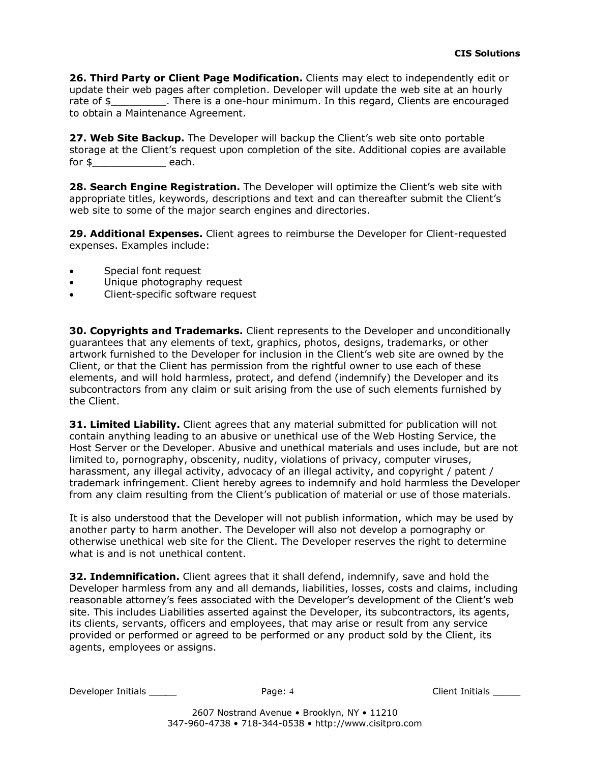**26. Third Party or Client Page Modification.** Clients may elect to independently edit or update their web pages after completion. Developer will update the web site at an hourly rate of $_________. There is a one-hour minimum. In this regard, Clients are encouraged to obtain a Maintenance Agreement.

**27. Web Site Backup.** The Developer will backup the Client's web site onto portable storage at the Client's request upon completion of the site. Additional copies are available for $____________ each.

**28. Search Engine Registration.** The Developer will optimize the Client's web site with appropriate titles, keywords, descriptions and text and can thereafter submit the Client's web site to some of the major search engines and directories.

**29. Additional Expenses.** Client agrees to reimburse the Developer for Client-requested expenses. Examples include:

- Special font request
- Unique photography request
- Client-specific software request

**30. Copyrights and Trademarks.** Client represents to the Developer and unconditionally guarantees that any elements of text, graphics, photos, designs, trademarks, or other artwork furnished to the Developer for inclusion in the Client's web site are owned by the Client, or that the Client has permission from the rightful owner to use each of these elements, and will hold harmless, protect, and defend (indemnify) the Developer and its subcontractors from any claim or suit arising from the use of such elements furnished by the Client.

**31. Limited Liability.** Client agrees that any material submitted for publication will not contain anything leading to an abusive or unethical use of the Web Hosting Service, the Host Server or the Developer. Abusive and unethical materials and uses include, but are not limited to, pornography, obscenity, nudity, violations of privacy, computer viruses, harassment, any illegal activity, advocacy of an illegal activity, and copyright / patent / trademark infringement. Client hereby agrees to indemnify and hold harmless the Developer from any claim resulting from the Client's publication of material or use of those materials.

It is also understood that the Developer will not publish information, which may be used by another party to harm another. The Developer will also not develop a pornography or otherwise unethical web site for the Client. The Developer reserves the right to determine what is and is not unethical content.

**32. Indemnification.** Client agrees that it shall defend, indemnify, save and hold the Developer harmless from any and all demands, liabilities, losses, costs and claims, including reasonable attorney's fees associated with the Developer's development of the Client's web site. This includes Liabilities asserted against the Developer, its subcontractors, its agents, its clients, servants, officers and employees, that may arise or result from any service provided or performed or agreed to be performed or any product sold by the Client, its agents, employees or assigns.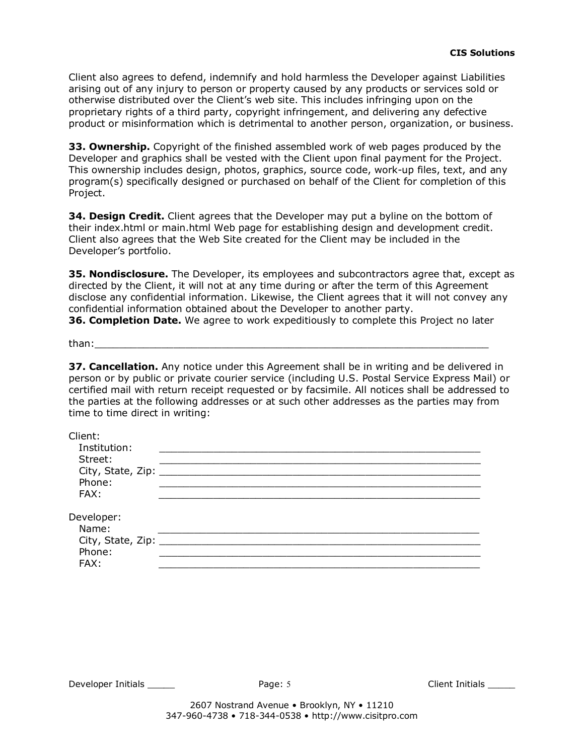Client also agrees to defend, indemnify and hold harmless the Developer against Liabilities arising out of any injury to person or property caused by any products or services sold or otherwise distributed over the Client's web site. This includes infringing upon on the proprietary rights of a third party, copyright infringement, and delivering any defective product or misinformation which is detrimental to another person, organization, or business.

**33. Ownership.** Copyright of the finished assembled work of web pages produced by the Developer and graphics shall be vested with the Client upon final payment for the Project. This ownership includes design, photos, graphics, source code, work-up files, text, and any program(s) specifically designed or purchased on behalf of the Client for completion of this Project.

**34. Design Credit.** Client agrees that the Developer may put a byline on the bottom of their index.html or main.html Web page for establishing design and development credit. Client also agrees that the Web Site created for the Client may be included in the Developer's portfolio.

**35. Nondisclosure.** The Developer, its employees and subcontractors agree that, except as directed by the Client, it will not at any time during or after the term of this Agreement disclose any confidential information. Likewise, the Client agrees that it will not convey any confidential information obtained about the Developer to another party.

**36. Completion Date.** We agree to work expeditiously to complete this Project no later

than:_______________________________________________________________

**37. Cancellation.** Any notice under this Agreement shall be in writing and be delivered in person or by public or private courier service (including U.S. Postal Service Express Mail) or certified mail with return receipt requested or by facsimile. All notices shall be addressed to the parties at the following addresses or at such other addresses as the parties may from time to time direct in writing:

Client:
Institution: _______________________________________________________
Street: _______________________________________________________
City, State, Zip: _______________________________________________________
Phone: _______________________________________________________
FAX: _______________________________________________________

Developer:
Name: _______________________________________________________
City, State, Zip: _______________________________________________________
Phone: _______________________________________________________
FAX: _______________________________________________________

Developer Initials _____ Client Initials _____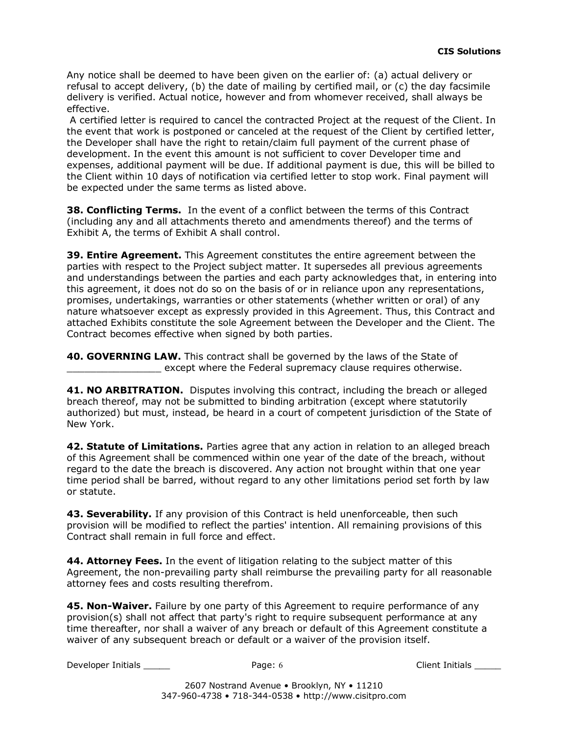Any notice shall be deemed to have been given on the earlier of: (a) actual delivery or refusal to accept delivery, (b) the date of mailing by certified mail, or (c) the day facsimile delivery is verified. Actual notice, however and from whomever received, shall always be effective.

A certified letter is required to cancel the contracted Project at the request of the Client. In the event that work is postponed or canceled at the request of the Client by certified letter, the Developer shall have the right to retain/claim full payment of the current phase of development. In the event this amount is not sufficient to cover Developer time and expenses, additional payment will be due. If additional payment is due, this will be billed to the Client within 10 days of notification via certified letter to stop work. Final payment will be expected under the same terms as listed above.

**38. Conflicting Terms.** In the event of a conflict between the terms of this Contract (including any and all attachments thereto and amendments thereof) and the terms of Exhibit A, the terms of Exhibit A shall control.

**39. Entire Agreement.** This Agreement constitutes the entire agreement between the parties with respect to the Project subject matter. It supersedes all previous agreements and understandings between the parties and each party acknowledges that, in entering into this agreement, it does not do so on the basis of or in reliance upon any representations, promises, undertakings, warranties or other statements (whether written or oral) of any nature whatsoever except as expressly provided in this Agreement. Thus, this Contract and attached Exhibits constitute the sole Agreement between the Developer and the Client. The Contract becomes effective when signed by both parties.

**40. GOVERNING LAW.** This contract shall be governed by the laws of the State of ________________ except where the Federal supremacy clause requires otherwise.

**41. NO ARBITRATION.** Disputes involving this contract, including the breach or alleged breach thereof, may not be submitted to binding arbitration (except where statutorily authorized) but must, instead, be heard in a court of competent jurisdiction of the State of New York.

**42. Statute of Limitations.** Parties agree that any action in relation to an alleged breach of this Agreement shall be commenced within one year of the date of the breach, without regard to the date the breach is discovered. Any action not brought within that one year time period shall be barred, without regard to any other limitations period set forth by law or statute.

**43. Severability.** If any provision of this Contract is held unenforceable, then such provision will be modified to reflect the parties' intention. All remaining provisions of this Contract shall remain in full force and effect.

**44. Attorney Fees.** In the event of litigation relating to the subject matter of this Agreement, the non-prevailing party shall reimburse the prevailing party for all reasonable attorney fees and costs resulting therefrom.

**45. Non-Waiver.** Failure by one party of this Agreement to require performance of any provision(s) shall not affect that party's right to require subsequent performance at any time thereafter, nor shall a waiver of any breach or default of this Agreement constitute a waiver of any subsequent breach or default or a waiver of the provision itself.

Developer Initials _____ Client Initials _____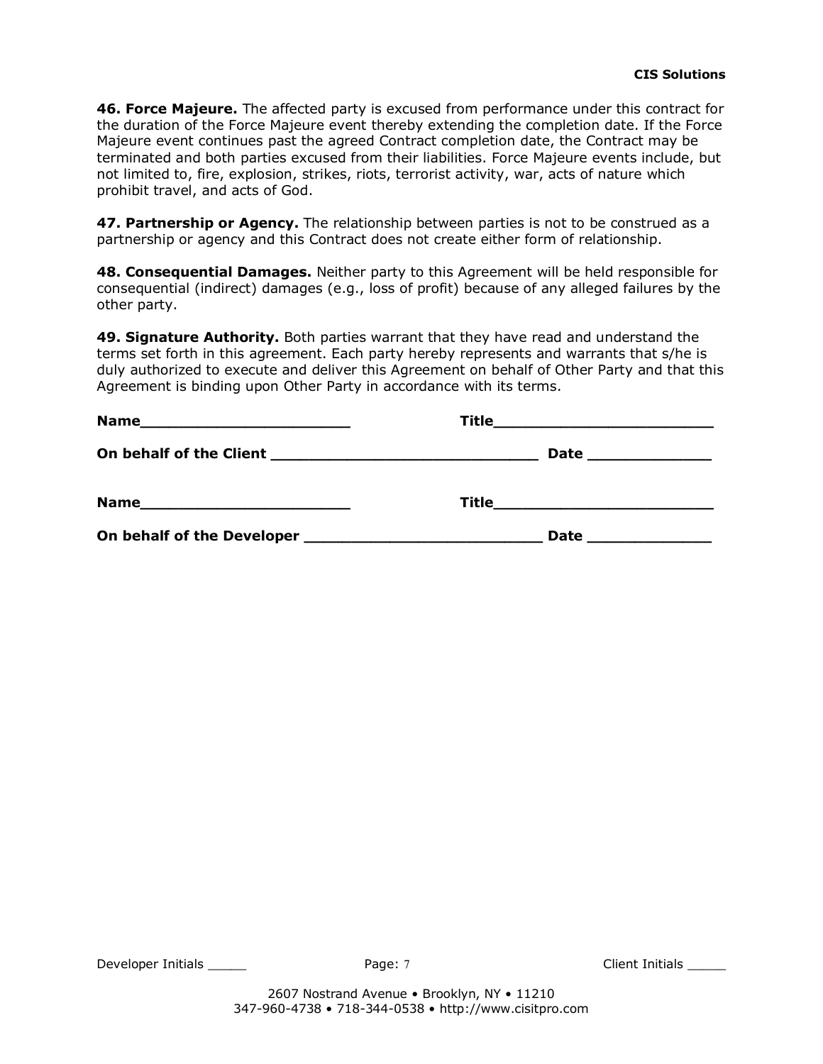**46. Force Majeure.** The affected party is excused from performance under this contract for the duration of the Force Majeure event thereby extending the completion date. If the Force Majeure event continues past the agreed Contract completion date, the Contract may be terminated and both parties excused from their liabilities. Force Majeure events include, but not limited to, fire, explosion, strikes, riots, terrorist activity, war, acts of nature which prohibit travel, and acts of God.

**47. Partnership or Agency.** The relationship between parties is not to be construed as a partnership or agency and this Contract does not create either form of relationship.

**48. Consequential Damages.** Neither party to this Agreement will be held responsible for consequential (indirect) damages (e.g., loss of profit) because of any alleged failures by the other party.

**49. Signature Authority.** Both parties warrant that they have read and understand the terms set forth in this agreement. Each party hereby represents and warrants that s/he is duly authorized to execute and deliver this Agreement on behalf of Other Party and that this Agreement is binding upon Other Party in accordance with its terms.

**Name**_______________________ **Title**________________________

**On behalf of the Client** _____________________________ **Date** _____________

**Name**_______________________ **Title**________________________

**On behalf of the Developer** _________________________ **Date** _____________

Developer Initials _____ Client Initials _____

2607 Nostrand Avenue • Brooklyn, NY • 11210
347-960-4738 • 718-344-0538 • http://www.cisitpro.com